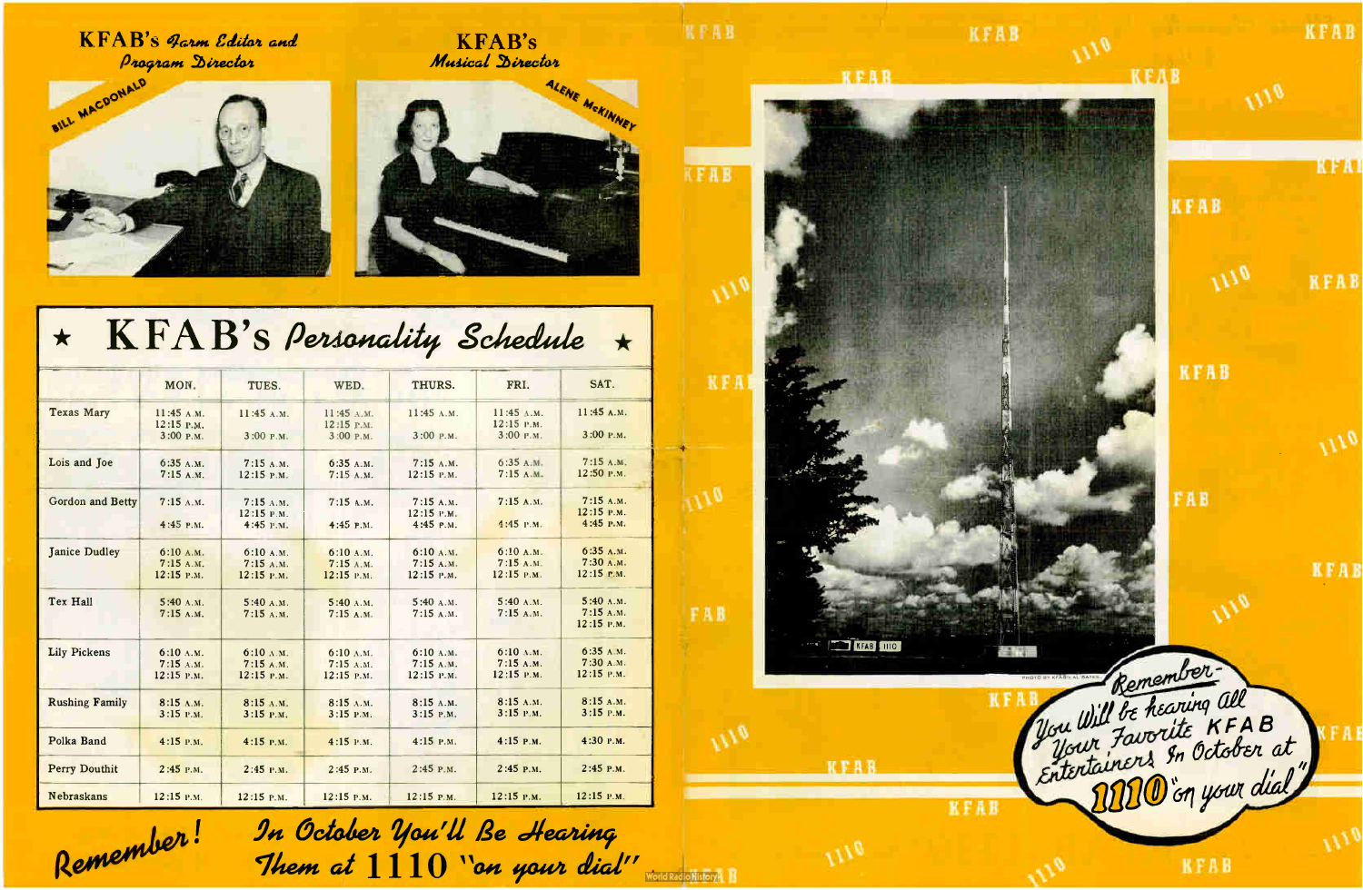KFAB's *Farm Editor and Program Director*

BILL MACDONALD

KFAB's *Musical Director*

ALENE McKINNEY

# ★ KFAB's *Personality Schedule* ★

| | MON. | TUES. | WED. | THURS. | FRI. | SAT. |
|---|---|---|---|---|---|---|
| Texas Mary | 11:45 A.M. 12:15 P.M. 3:00 P.M. | 11:45 A.M. 3:00 P.M. | 11:45 A.M. 12:15 P.M. 3:00 P.M. | 11:45 A.M. 3:00 P.M. | 11:45 A.M. 12:15 P.M. 3:00 P.M. | 11:45 A.M. 3:00 P.M. |
| Lois and Joe | 6:35 A.M. 7:15 A.M. | 7:15 A.M. 12:15 P.M. | 6:35 A.M. 7:15 A.M. | 7:15 A.M. 12:15 P.M. | 6:35 A.M. 7:15 A.M. | 7:15 A.M. 12:50 P.M. |
| Gordon and Betty | 7:15 A.M. 4:45 P.M. | 7:15 A.M. 12:15 P.M. 4:45 P.M. | 7:15 A.M. 4:45 P.M. | 7:15 A.M. 12:15 P.M. 4:45 P.M. | 7:15 A.M. 4:45 P.M. | 7:15 A.M. 12:15 P.M. 4:45 P.M. |
| Janice Dudley | 6:10 A.M. 7:15 A.M. 12:15 P.M. | 6:10 A.M. 7:15 A.M. 12:15 P.M. | 6:10 A.M. 7:15 A.M. 12:15 P.M. | 6:10 A.M. 7:15 A.M. 12:15 P.M. | 6:10 A.M. 7:15 A.M. 12:15 P.M. | 6:35 A.M. 7:30 A.M. 12:15 P.M. |
| Tex Hall | 5:40 A.M. 7:15 A.M. | 5:40 A.M. 7:15 A.M. | 5:40 A.M. 7:15 A.M. | 5:40 A.M. 7:15 A.M. | 5:40 A.M. 7:15 A.M. | 5:40 A.M. 7:15 A.M. 12:15 P.M. |
| Lily Pickens | 6:10 A.M. 7:15 A.M. 12:15 P.M. | 6:10 A.M. 7:15 A.M. 12:15 P.M. | 6:10 A.M. 7:15 A.M. 12:15 P.M. | 6:10 A.M. 7:15 A.M. 12:15 P.M. | 6:10 A.M. 7:15 A.M. 12:15 P.M. | 6:35 A.M. 7:30 A.M. 12:15 P.M. |
| Rushing Family | 8:15 A.M. 3:15 P.M. | 8:15 A.M. 3:15 P.M. | 8:15 A.M. 3:15 P.M. | 8:15 A.M. 3:15 P.M. | 8:15 A.M. 3:15 P.M. | 8:15 A.M. 3:15 P.M. |
| Polka Band | 4:15 P.M. | 4:15 P.M. | 4:15 P.M. | 4:15 P.M. | 4:15 P.M. | 4:30 P.M. |
| Perry Douthit | 2:45 P.M. | 2:45 P.M. | 2:45 P.M. | 2:45 P.M. | 2:45 P.M. | 2:45 P.M. |
| Nebraskans | 12:15 P.M. | 12:15 P.M. | 12:15 P.M. | 12:15 P.M. | 12:15 P.M. | 12:15 P.M. |

*Remember! In October You'll Be Hearing Them at* **1110** *"on your dial"*

KFAB 1110

PHOTO BY KFAB'S AL BATES

*Remember— You Will be hearing all Your Favorite KFAB Entertainers In October at* **1110** *"on your dial"*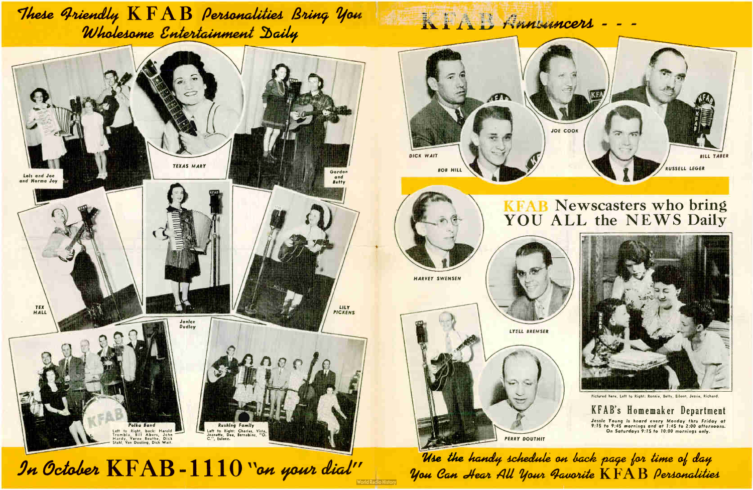# These Friendly KFAB Personalities Bring You Wholesome Entertainment Daily

Lois and Joe and Norma Joy

TEXAS MARY

Gordon and Betty

TEX HALL

Janice Dudley

LILY PICKENS

**Polka Band**
Left to Right, back: Harold Trombla, Bill Abers, John Hardy, Verne Beuthe, Dick Stahl, Van Dooling, Dick Wait.

**Rushing Family**
Left to Right: Charles, Vista, Jeanette, Dee, Bernabine, "O. C.", Eulene.

# In October KFAB-1110 "on your dial"

# KFAB Announcers - - -

DICK WAIT

BOB HILL

JOE COOK

RUSSELL LEGER

BILL TABER

## KFAB Newscasters who bring YOU ALL the NEWS Daily

HARVEY SWENSEN

LYELL BREMSER

PERRY DOUTHIT

Pictured here, Left to Right: Ronnie, Betty, Eileen, Jessie, Richard.

### KFAB's Homemaker Department

Jessie Young is heard every Monday thru Friday at 9:15 to 9:45 mornings and at 1:45 to 2:00 afternoons. On Saturdays 9:15 to 10:00 mornings only.

*Use the handy schedule on back page for time of day You Can Hear All Your Favorite KFAB Personalities*